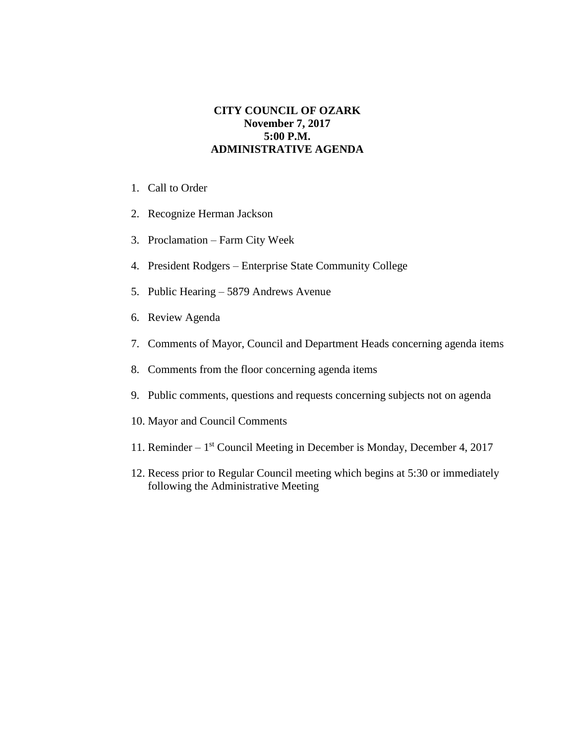**CITY COUNCIL OF OZARK**
**November 7, 2017**
**5:00 P.M.**
**ADMINISTRATIVE AGENDA**

1. Call to Order

2. Recognize Herman Jackson

3. Proclamation – Farm City Week

4. President Rodgers – Enterprise State Community College

5. Public Hearing – 5879 Andrews Avenue

6. Review Agenda

7. Comments of Mayor, Council and Department Heads concerning agenda items

8. Comments from the floor concerning agenda items

9. Public comments, questions and requests concerning subjects not on agenda

10. Mayor and Council Comments

11. Reminder – 1st Council Meeting in December is Monday, December 4, 2017

12. Recess prior to Regular Council meeting which begins at 5:30 or immediately following the Administrative Meeting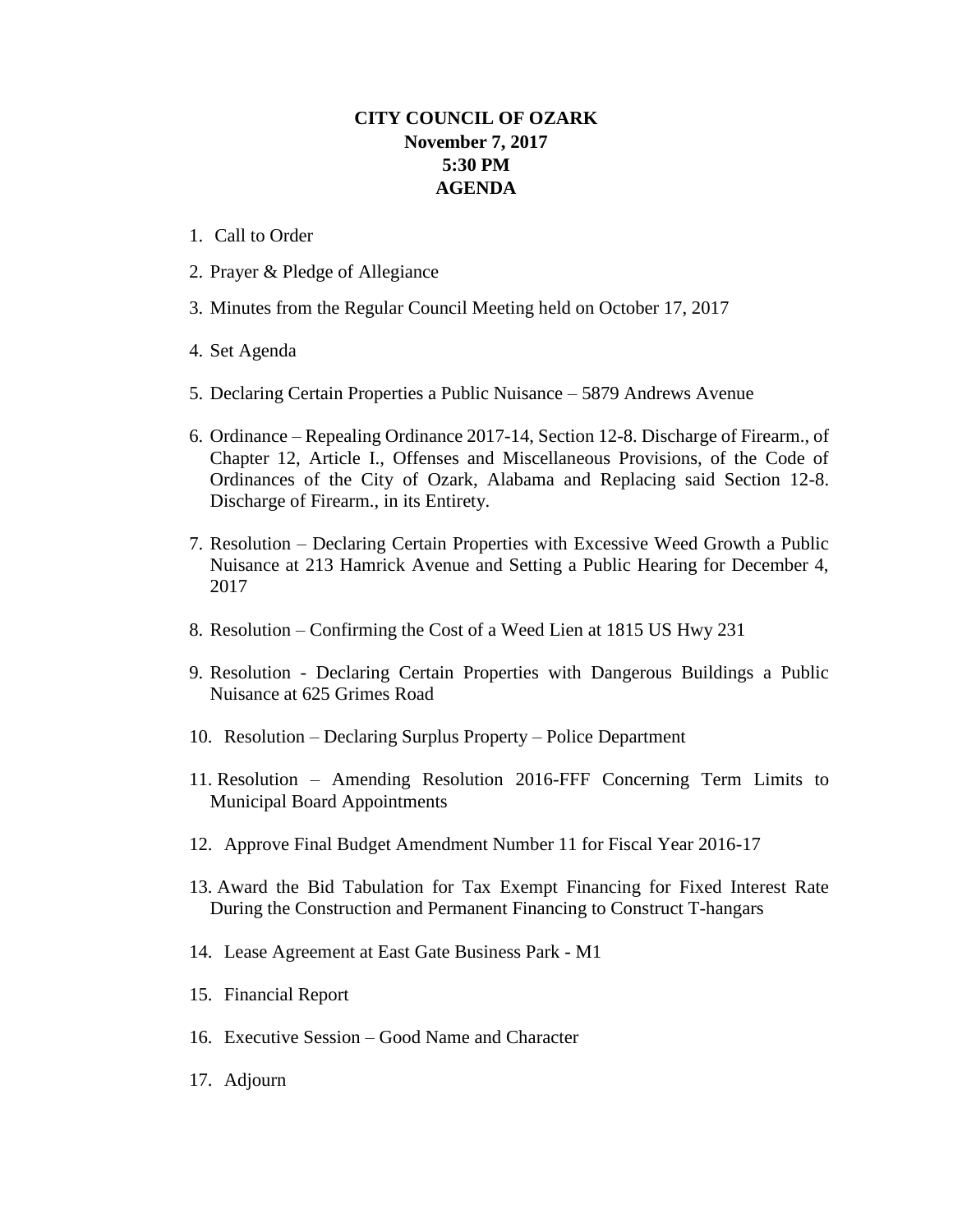**CITY COUNCIL OF OZARK**
**November 7, 2017**
**5:30 PM**
**AGENDA**

1. Call to Order
2. Prayer & Pledge of Allegiance
3. Minutes from the Regular Council Meeting held on October 17, 2017
4. Set Agenda
5. Declaring Certain Properties a Public Nuisance – 5879 Andrews Avenue
6. Ordinance – Repealing Ordinance 2017-14, Section 12-8. Discharge of Firearm., of Chapter 12, Article I., Offenses and Miscellaneous Provisions, of the Code of Ordinances of the City of Ozark, Alabama and Replacing said Section 12-8. Discharge of Firearm., in its Entirety.
7. Resolution – Declaring Certain Properties with Excessive Weed Growth a Public Nuisance at 213 Hamrick Avenue and Setting a Public Hearing for December 4, 2017
8. Resolution – Confirming the Cost of a Weed Lien at 1815 US Hwy 231
9. Resolution - Declaring Certain Properties with Dangerous Buildings a Public Nuisance at 625 Grimes Road
10. Resolution – Declaring Surplus Property – Police Department
11. Resolution – Amending Resolution 2016-FFF Concerning Term Limits to Municipal Board Appointments
12. Approve Final Budget Amendment Number 11 for Fiscal Year 2016-17
13. Award the Bid Tabulation for Tax Exempt Financing for Fixed Interest Rate During the Construction and Permanent Financing to Construct T-hangars
14. Lease Agreement at East Gate Business Park - M1
15. Financial Report
16. Executive Session – Good Name and Character
17. Adjourn